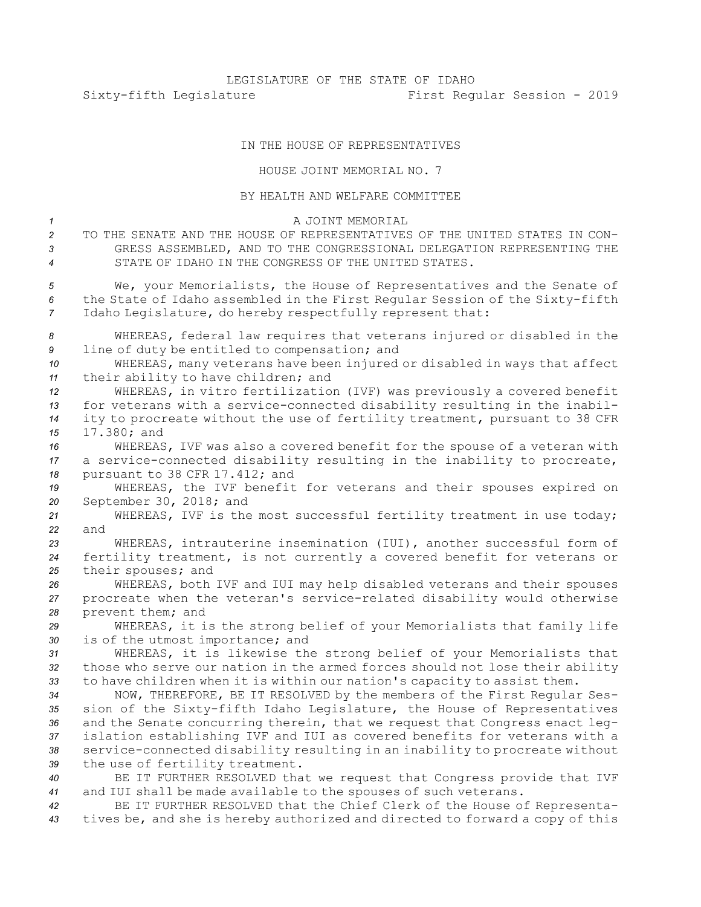LEGISLATURE OF THE STATE OF IDAHO

Sixty-fifth Legislature First Regular Session - 2019

IN THE HOUSE OF REPRESENTATIVES

HOUSE JOINT MEMORIAL NO. 7

BY HEALTH AND WELFARE COMMITTEE

A JOINT MEMORIAL

TO THE SENATE AND THE HOUSE OF REPRESENTATIVES OF THE UNITED STATES IN CONGRESS ASSEMBLED, AND TO THE CONGRESSIONAL DELEGATION REPRESENTING THE STATE OF IDAHO IN THE CONGRESS OF THE UNITED STATES.

We, your Memorialists, the House of Representatives and the Senate of the State of Idaho assembled in the First Regular Session of the Sixty-fifth Idaho Legislature, do hereby respectfully represent that:

WHEREAS, federal law requires that veterans injured or disabled in the line of duty be entitled to compensation; and

WHEREAS, many veterans have been injured or disabled in ways that affect their ability to have children; and

WHEREAS, in vitro fertilization (IVF) was previously a covered benefit for veterans with a service-connected disability resulting in the inability to procreate without the use of fertility treatment, pursuant to 38 CFR 17.380; and

WHEREAS, IVF was also a covered benefit for the spouse of a veteran with a service-connected disability resulting in the inability to procreate, pursuant to 38 CFR 17.412; and

WHEREAS, the IVF benefit for veterans and their spouses expired on September 30, 2018; and

WHEREAS, IVF is the most successful fertility treatment in use today; and

WHEREAS, intrauterine insemination (IUI), another successful form of fertility treatment, is not currently a covered benefit for veterans or their spouses; and

WHEREAS, both IVF and IUI may help disabled veterans and their spouses procreate when the veteran's service-related disability would otherwise prevent them; and

WHEREAS, it is the strong belief of your Memorialists that family life is of the utmost importance; and

WHEREAS, it is likewise the strong belief of your Memorialists that those who serve our nation in the armed forces should not lose their ability to have children when it is within our nation's capacity to assist them.

NOW, THEREFORE, BE IT RESOLVED by the members of the First Regular Session of the Sixty-fifth Idaho Legislature, the House of Representatives and the Senate concurring therein, that we request that Congress enact legislation establishing IVF and IUI as covered benefits for veterans with a service-connected disability resulting in an inability to procreate without the use of fertility treatment.

BE IT FURTHER RESOLVED that we request that Congress provide that IVF and IUI shall be made available to the spouses of such veterans.

BE IT FURTHER RESOLVED that the Chief Clerk of the House of Representatives be, and she is hereby authorized and directed to forward a copy of this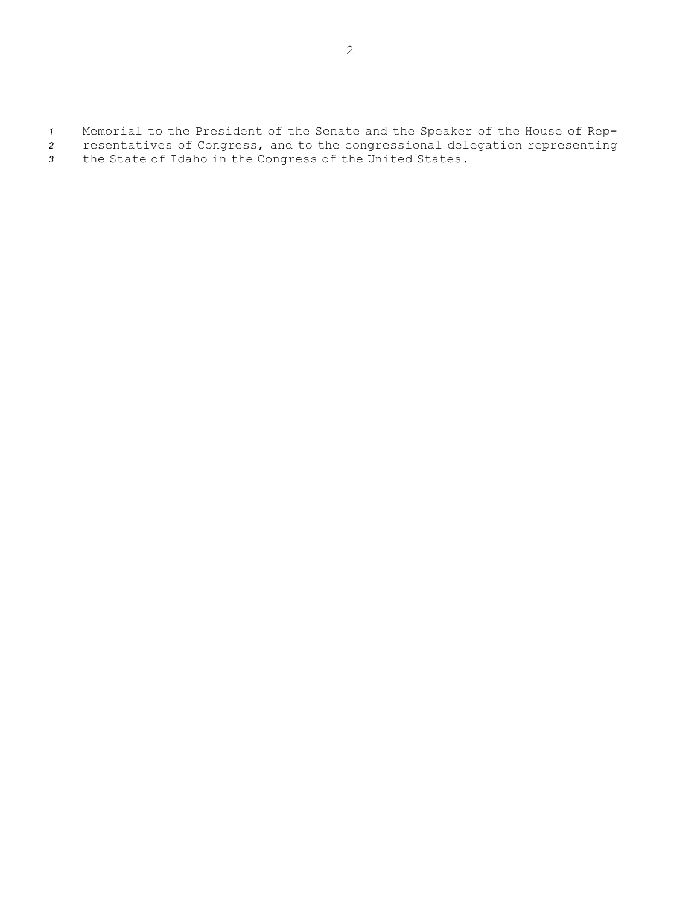Memorial to the President of the Senate and the Speaker of the House of Representatives of Congress, and to the congressional delegation representing the State of Idaho in the Congress of the United States.